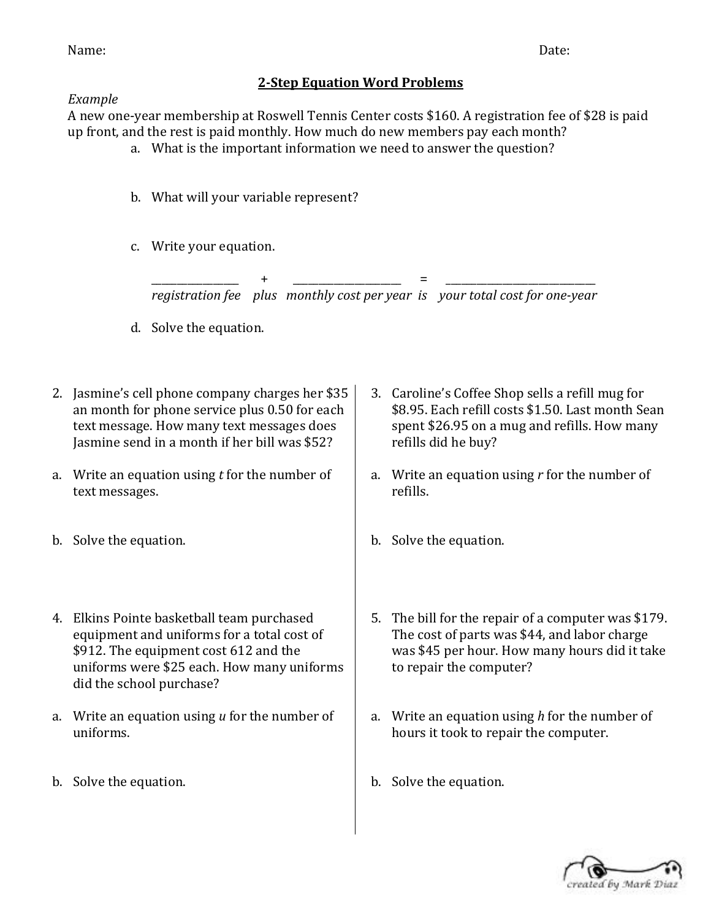Name: Date:

## 2-Step Equation Word Problems

*Example*

A new one-year membership at Roswell Tennis Center costs $160. A registration fee of $28 is paid up front, and the rest is paid monthly. How much do new members pay each month?

a. What is the important information we need to answer the question?

b. What will your variable represent?

c. Write your equation.

| ______________ | + | ____________________ | = | ____________________________ |
| --- | --- | --- | --- | --- |
| *registration fee* | *plus* | *monthly cost per year* | *is* | *your total cost for one-year* |

d. Solve the equation.

2. Jasmine's cell phone company charges her $35 an month for phone service plus 0.50 for each text message. How many text messages does Jasmine send in a month if her bill was $52?

a. Write an equation using *t* for the number of text messages.

b. Solve the equation.

3. Caroline's Coffee Shop sells a refill mug for $8.95. Each refill costs $1.50. Last month Sean spent $26.95 on a mug and refills. How many refills did he buy?

a. Write an equation using *r* for the number of refills.

b. Solve the equation.

4. Elkins Pointe basketball team purchased equipment and uniforms for a total cost of $912. The equipment cost 612 and the uniforms were $25 each. How many uniforms did the school purchase?

a. Write an equation using *u* for the number of uniforms.

b. Solve the equation.

5. The bill for the repair of a computer was $179. The cost of parts was $44, and labor charge was $45 per hour. How many hours did it take to repair the computer?

a. Write an equation using *h* for the number of hours it took to repair the computer.

b. Solve the equation.

created by Mark Diaz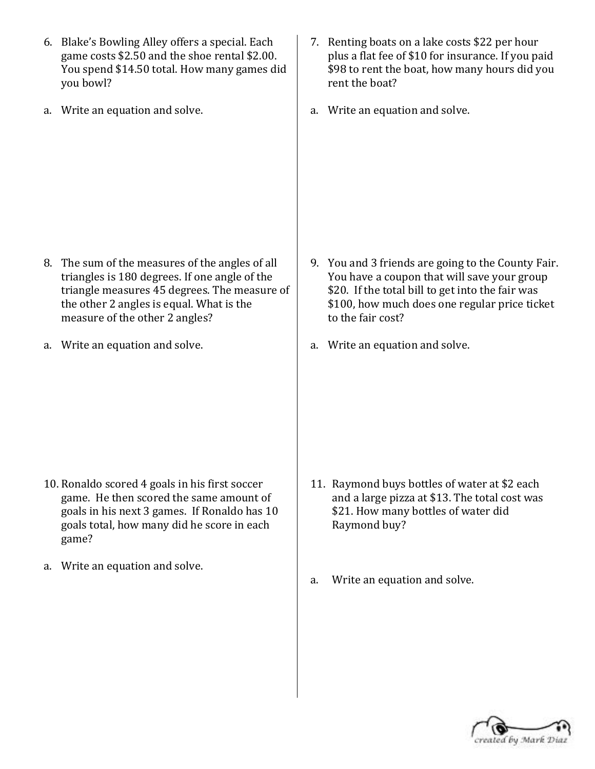6. Blake's Bowling Alley offers a special. Each game costs $2.50 and the shoe rental $2.00. You spend $14.50 total. How many games did you bowl?

a. Write an equation and solve.

7. Renting boats on a lake costs $22 per hour plus a flat fee of $10 for insurance. If you paid $98 to rent the boat, how many hours did you rent the boat?

a. Write an equation and solve.

8. The sum of the measures of the angles of all triangles is 180 degrees. If one angle of the triangle measures 45 degrees. The measure of the other 2 angles is equal. What is the measure of the other 2 angles?

a. Write an equation and solve.

9. You and 3 friends are going to the County Fair. You have a coupon that will save your group $20. If the total bill to get into the fair was $100, how much does one regular price ticket to the fair cost?

a. Write an equation and solve.

10. Ronaldo scored 4 goals in his first soccer game. He then scored the same amount of goals in his next 3 games. If Ronaldo has 10 goals total, how many did he score in each game?

a. Write an equation and solve.

11. Raymond buys bottles of water at $2 each and a large pizza at $13. The total cost was $21. How many bottles of water did Raymond buy?

a. Write an equation and solve.

created by Mark Diaz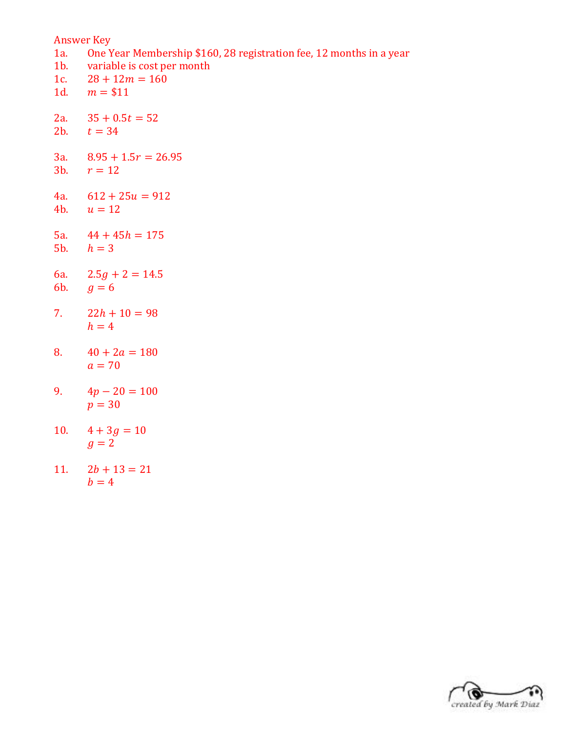Answer Key

1a. One Year Membership \$160, 28 registration fee, 12 months in a year

1b. variable is cost per month

1c. $28 + 12m = 160$

1d. $m = \$11$

2a. $35 + 0.5t = 52$

2b. $t = 34$

3a. $8.95 + 1.5r = 26.95$

3b. $r = 12$

4a. $612 + 25u = 912$

4b. $u = 12$

5a. $44 + 45h = 175$

5b. $h = 3$

6a. $2.5g + 2 = 14.5$

6b. $g = 6$

7. $22h + 10 = 98$
   $h = 4$

8. $40 + 2a = 180$
   $a = 70$

9. $4p - 20 = 100$
   $p = 30$

10. $4 + 3g = 10$
    $g = 2$

11. $2b + 13 = 21$
    $b = 4$

created by Mark Diaz